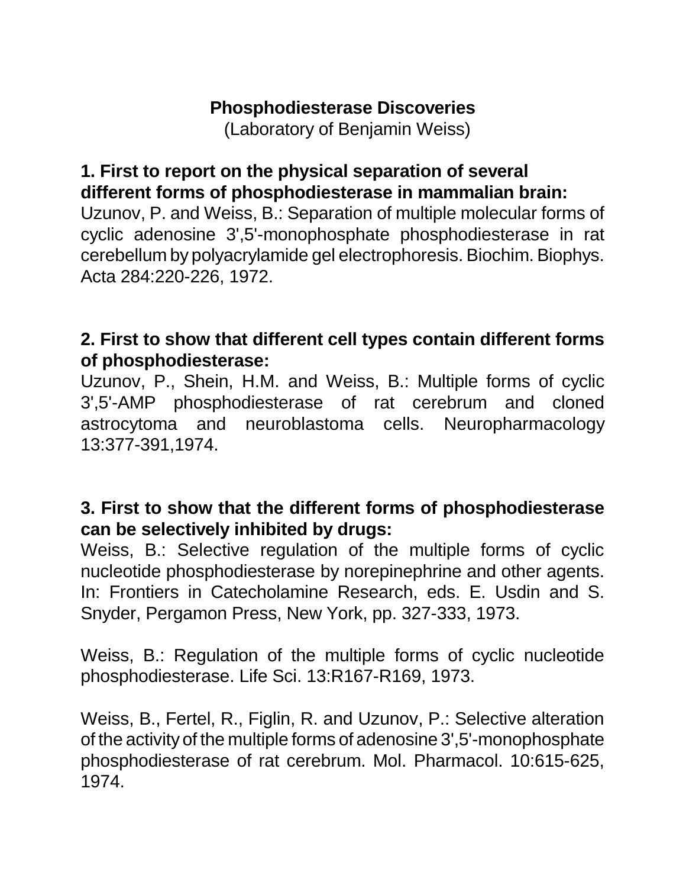# Phosphodiesterase Discoveries

(Laboratory of Benjamin Weiss)

**1. First to report on the physical separation of several different forms of phosphodiesterase in mammalian brain:**

Uzunov, P. and Weiss, B.: Separation of multiple molecular forms of cyclic adenosine 3',5'-monophosphate phosphodiesterase in rat cerebellum by polyacrylamide gel electrophoresis. Biochim. Biophys. Acta 284:220-226, 1972.

**2. First to show that different cell types contain different forms of phosphodiesterase:**

Uzunov, P., Shein, H.M. and Weiss, B.: Multiple forms of cyclic 3',5'-AMP phosphodiesterase of rat cerebrum and cloned astrocytoma and neuroblastoma cells. Neuropharmacology 13:377-391,1974.

**3. First to show that the different forms of phosphodiesterase can be selectively inhibited by drugs:**

Weiss, B.: Selective regulation of the multiple forms of cyclic nucleotide phosphodiesterase by norepinephrine and other agents. In: Frontiers in Catecholamine Research, eds. E. Usdin and S. Snyder, Pergamon Press, New York, pp. 327-333, 1973.

Weiss, B.: Regulation of the multiple forms of cyclic nucleotide phosphodiesterase. Life Sci. 13:R167-R169, 1973.

Weiss, B., Fertel, R., Figlin, R. and Uzunov, P.: Selective alteration of the activity of the multiple forms of adenosine 3',5'-monophosphate phosphodiesterase of rat cerebrum. Mol. Pharmacol. 10:615-625, 1974.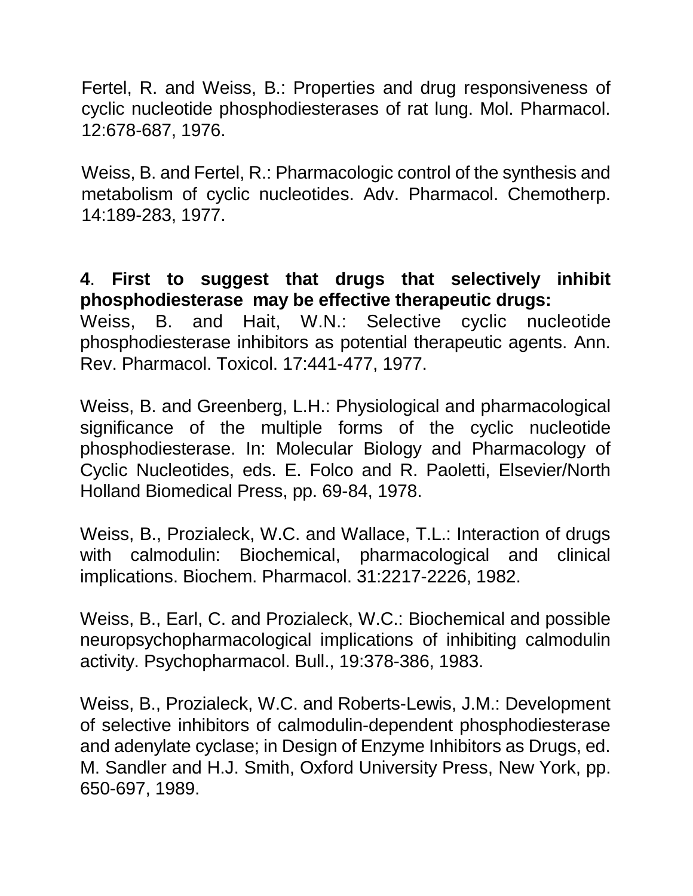Fertel, R. and Weiss, B.: Properties and drug responsiveness of cyclic nucleotide phosphodiesterases of rat lung. Mol. Pharmacol. 12:678-687, 1976.

Weiss, B. and Fertel, R.: Pharmacologic control of the synthesis and metabolism of cyclic nucleotides. Adv. Pharmacol. Chemotherp. 14:189-283, 1977.

**4**. **First to suggest that drugs that selectively inhibit phosphodiesterase may be effective therapeutic drugs:**

Weiss, B. and Hait, W.N.: Selective cyclic nucleotide phosphodiesterase inhibitors as potential therapeutic agents. Ann. Rev. Pharmacol. Toxicol. 17:441-477, 1977.

Weiss, B. and Greenberg, L.H.: Physiological and pharmacological significance of the multiple forms of the cyclic nucleotide phosphodiesterase. In: Molecular Biology and Pharmacology of Cyclic Nucleotides, eds. E. Folco and R. Paoletti, Elsevier/North Holland Biomedical Press, pp. 69-84, 1978.

Weiss, B., Prozialeck, W.C. and Wallace, T.L.: Interaction of drugs with calmodulin: Biochemical, pharmacological and clinical implications. Biochem. Pharmacol. 31:2217-2226, 1982.

Weiss, B., Earl, C. and Prozialeck, W.C.: Biochemical and possible neuropsychopharmacological implications of inhibiting calmodulin activity. Psychopharmacol. Bull., 19:378-386, 1983.

Weiss, B., Prozialeck, W.C. and Roberts-Lewis, J.M.: Development of selective inhibitors of calmodulin-dependent phosphodiesterase and adenylate cyclase; in Design of Enzyme Inhibitors as Drugs, ed. M. Sandler and H.J. Smith, Oxford University Press, New York, pp. 650-697, 1989.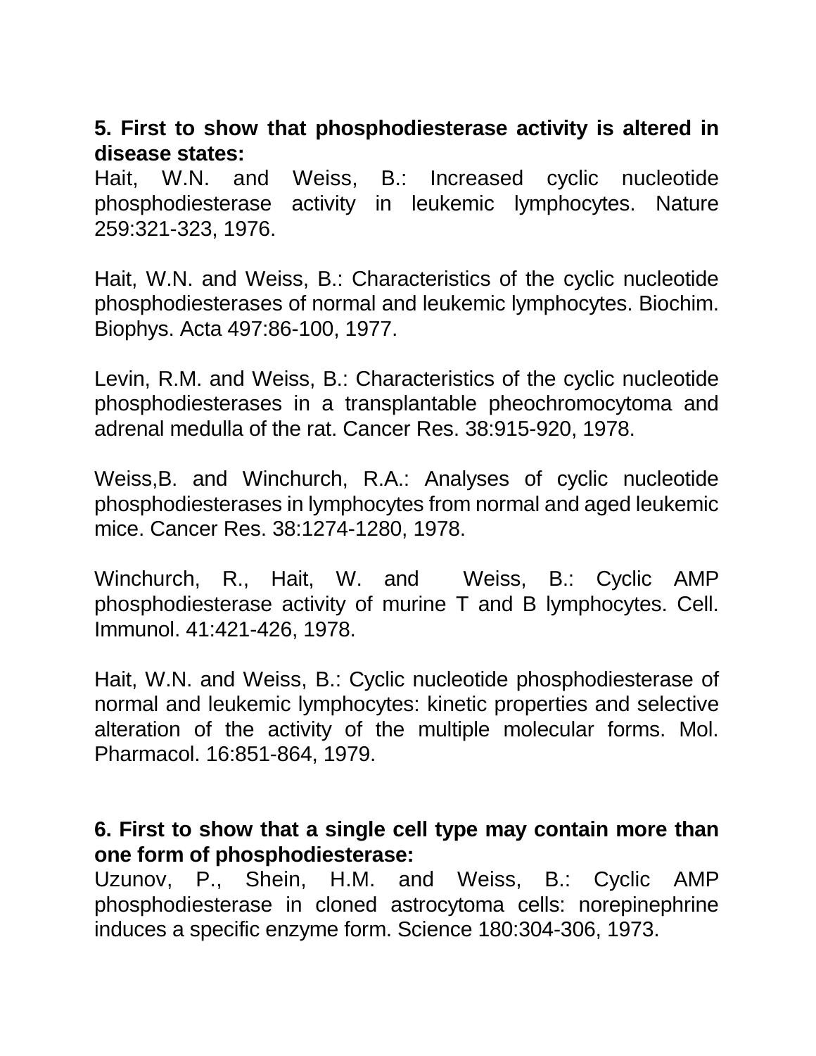**5. First to show that phosphodiesterase activity is altered in disease states:**
Hait, W.N. and Weiss, B.: Increased cyclic nucleotide phosphodiesterase activity in leukemic lymphocytes. Nature 259:321-323, 1976.

Hait, W.N. and Weiss, B.: Characteristics of the cyclic nucleotide phosphodiesterases of normal and leukemic lymphocytes. Biochim. Biophys. Acta 497:86-100, 1977.

Levin, R.M. and Weiss, B.: Characteristics of the cyclic nucleotide phosphodiesterases in a transplantable pheochromocytoma and adrenal medulla of the rat. Cancer Res. 38:915-920, 1978.

Weiss,B. and Winchurch, R.A.: Analyses of cyclic nucleotide phosphodiesterases in lymphocytes from normal and aged leukemic mice. Cancer Res. 38:1274-1280, 1978.

Winchurch, R., Hait, W. and Weiss, B.: Cyclic AMP phosphodiesterase activity of murine T and B lymphocytes. Cell. Immunol. 41:421-426, 1978.

Hait, W.N. and Weiss, B.: Cyclic nucleotide phosphodiesterase of normal and leukemic lymphocytes: kinetic properties and selective alteration of the activity of the multiple molecular forms. Mol. Pharmacol. 16:851-864, 1979.

**6. First to show that a single cell type may contain more than one form of phosphodiesterase:**
Uzunov, P., Shein, H.M. and Weiss, B.: Cyclic AMP phosphodiesterase in cloned astrocytoma cells: norepinephrine induces a specific enzyme form. Science 180:304-306, 1973.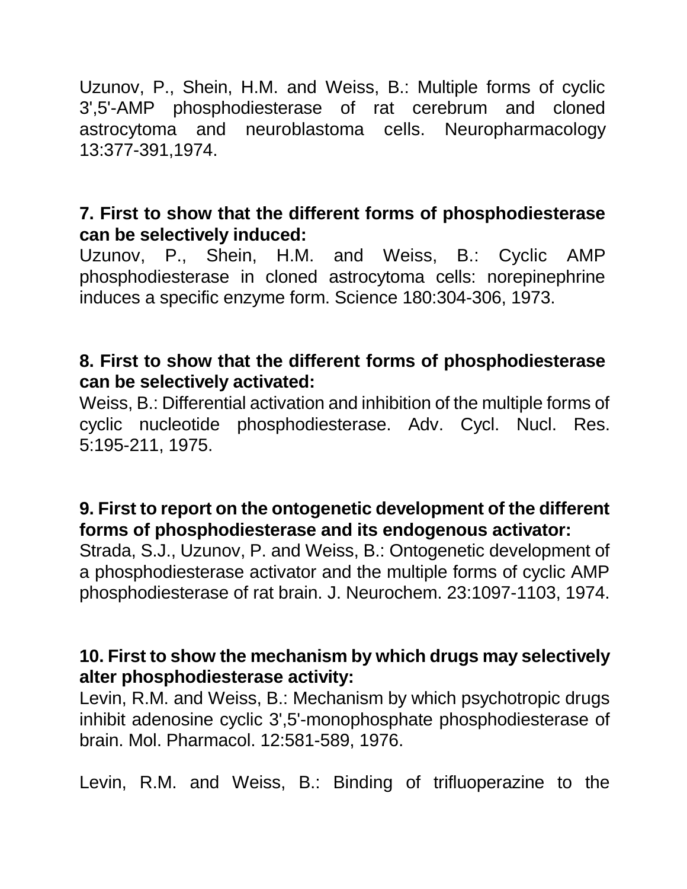Uzunov, P., Shein, H.M. and Weiss, B.: Multiple forms of cyclic 3',5'-AMP phosphodiesterase of rat cerebrum and cloned astrocytoma and neuroblastoma cells. Neuropharmacology 13:377-391,1974.

**7. First to show that the different forms of phosphodiesterase can be selectively induced:**
Uzunov, P., Shein, H.M. and Weiss, B.: Cyclic AMP phosphodiesterase in cloned astrocytoma cells: norepinephrine induces a specific enzyme form. Science 180:304-306, 1973.

**8. First to show that the different forms of phosphodiesterase can be selectively activated:**
Weiss, B.: Differential activation and inhibition of the multiple forms of cyclic nucleotide phosphodiesterase. Adv. Cycl. Nucl. Res. 5:195-211, 1975.

**9. First to report on the ontogenetic development of the different forms of phosphodiesterase and its endogenous activator:**
Strada, S.J., Uzunov, P. and Weiss, B.: Ontogenetic development of a phosphodiesterase activator and the multiple forms of cyclic AMP phosphodiesterase of rat brain. J. Neurochem. 23:1097-1103, 1974.

**10. First to show the mechanism by which drugs may selectively alter phosphodiesterase activity:**
Levin, R.M. and Weiss, B.: Mechanism by which psychotropic drugs inhibit adenosine cyclic 3',5'-monophosphate phosphodiesterase of brain. Mol. Pharmacol. 12:581-589, 1976.

Levin, R.M. and Weiss, B.: Binding of trifluoperazine to the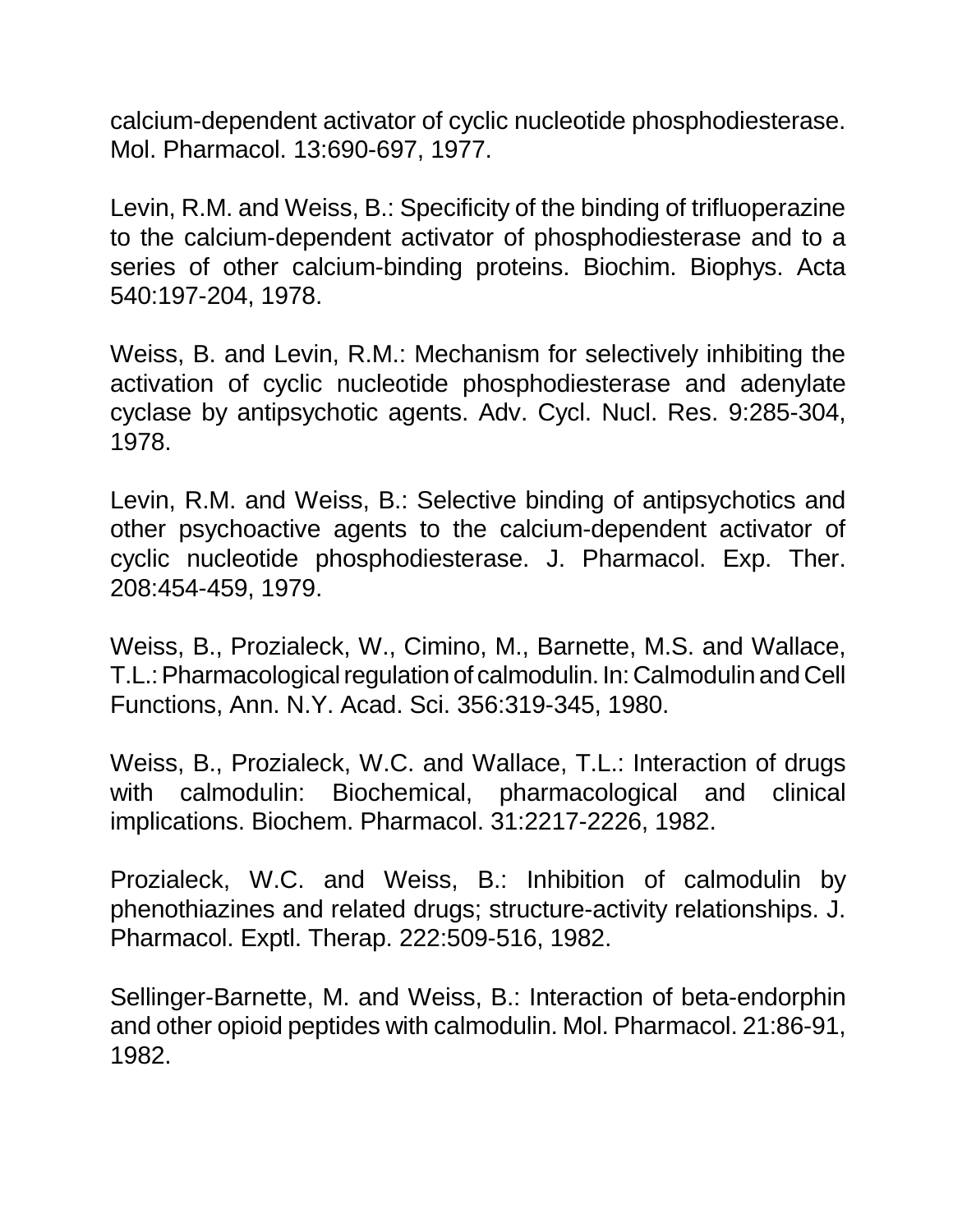calcium-dependent activator of cyclic nucleotide phosphodiesterase. Mol. Pharmacol. 13:690-697, 1977.

Levin, R.M. and Weiss, B.: Specificity of the binding of trifluoperazine to the calcium-dependent activator of phosphodiesterase and to a series of other calcium-binding proteins. Biochim. Biophys. Acta 540:197-204, 1978.

Weiss, B. and Levin, R.M.: Mechanism for selectively inhibiting the activation of cyclic nucleotide phosphodiesterase and adenylate cyclase by antipsychotic agents. Adv. Cycl. Nucl. Res. 9:285-304, 1978.

Levin, R.M. and Weiss, B.: Selective binding of antipsychotics and other psychoactive agents to the calcium-dependent activator of cyclic nucleotide phosphodiesterase. J. Pharmacol. Exp. Ther. 208:454-459, 1979.

Weiss, B., Prozialeck, W., Cimino, M., Barnette, M.S. and Wallace, T.L.: Pharmacological regulation of calmodulin. In: Calmodulin and Cell Functions, Ann. N.Y. Acad. Sci. 356:319-345, 1980.

Weiss, B., Prozialeck, W.C. and Wallace, T.L.: Interaction of drugs with calmodulin: Biochemical, pharmacological and clinical implications. Biochem. Pharmacol. 31:2217-2226, 1982.

Prozialeck, W.C. and Weiss, B.: Inhibition of calmodulin by phenothiazines and related drugs; structure-activity relationships. J. Pharmacol. Exptl. Therap. 222:509-516, 1982.

Sellinger-Barnette, M. and Weiss, B.: Interaction of beta-endorphin and other opioid peptides with calmodulin. Mol. Pharmacol. 21:86-91, 1982.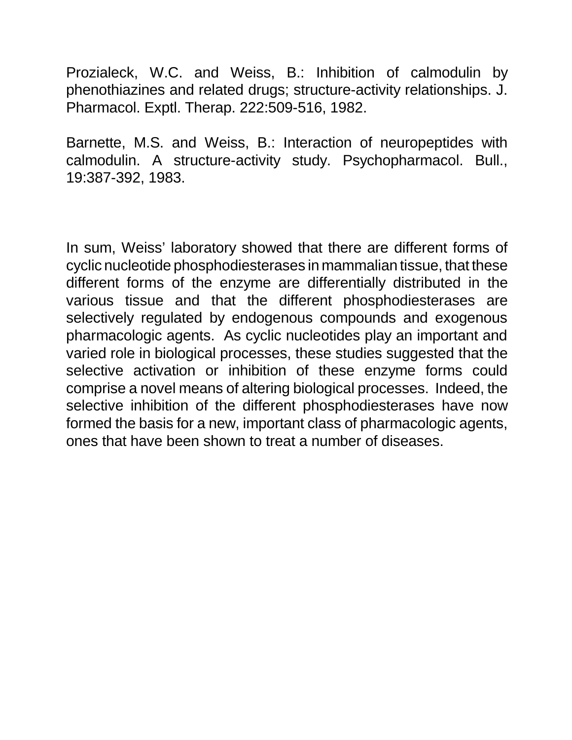Prozialeck, W.C. and Weiss, B.: Inhibition of calmodulin by phenothiazines and related drugs; structure-activity relationships. J. Pharmacol. Exptl. Therap. 222:509-516, 1982.

Barnette, M.S. and Weiss, B.: Interaction of neuropeptides with calmodulin. A structure-activity study. Psychopharmacol. Bull., 19:387-392, 1983.

In sum, Weiss' laboratory showed that there are different forms of cyclic nucleotide phosphodiesterases in mammalian tissue, that these different forms of the enzyme are differentially distributed in the various tissue and that the different phosphodiesterases are selectively regulated by endogenous compounds and exogenous pharmacologic agents. As cyclic nucleotides play an important and varied role in biological processes, these studies suggested that the selective activation or inhibition of these enzyme forms could comprise a novel means of altering biological processes. Indeed, the selective inhibition of the different phosphodiesterases have now formed the basis for a new, important class of pharmacologic agents, ones that have been shown to treat a number of diseases.